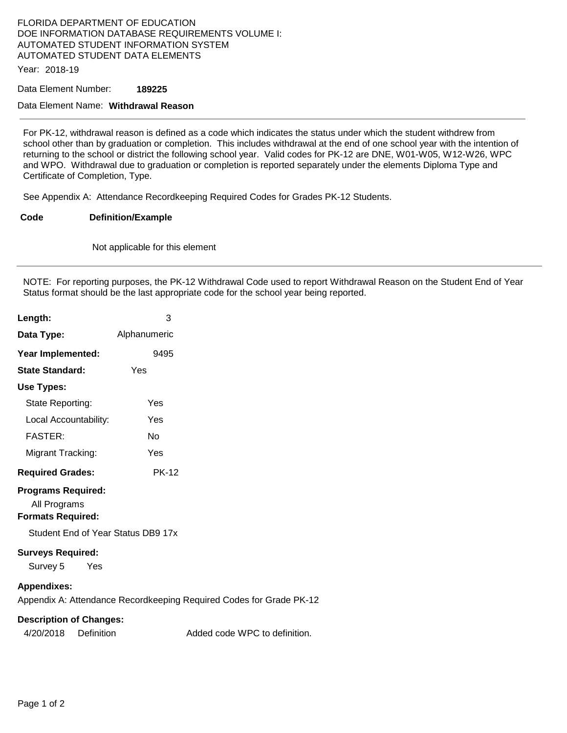FLORIDA DEPARTMENT OF EDUCATION
DOE INFORMATION DATABASE REQUIREMENTS VOLUME I:
AUTOMATED STUDENT INFORMATION SYSTEM
AUTOMATED STUDENT DATA ELEMENTS

Year: 2018-19

Data Element Number: **189225**

Data Element Name: **Withdrawal Reason**

---

For PK-12, withdrawal reason is defined as a code which indicates the status under which the student withdrew from school other than by graduation or completion. This includes withdrawal at the end of one school year with the intention of returning to the school or district the following school year. Valid codes for PK-12 are DNE, W01-W05, W12-W26, WPC and WPO. Withdrawal due to graduation or completion is reported separately under the elements Diploma Type and Certificate of Completion, Type.

See Appendix A: Attendance Recordkeeping Required Codes for Grades PK-12 Students.

| **Code** | **Definition/Example** |
|---|---|
| | Not applicable for this element |

---

NOTE: For reporting purposes, the PK-12 Withdrawal Code used to report Withdrawal Reason on the Student End of Year Status format should be the last appropriate code for the school year being reported.

**Length:** 3

**Data Type:** Alphanumeric

**Year Implemented:** 9495

**State Standard:** Yes

**Use Types:**

- State Reporting: Yes
- Local Accountability: Yes
- FASTER: No
- Migrant Tracking: Yes

**Required Grades:** PK-12

**Programs Required:**

All Programs

**Formats Required:**

Student End of Year Status DB9 17x

**Surveys Required:**

Survey 5 Yes

**Appendixes:**

Appendix A: Attendance Recordkeeping Required Codes for Grade PK-12

**Description of Changes:**

| Date | Item | Change |
|---|---|---|
| 4/20/2018 | Definition | Added code WPC to definition. |